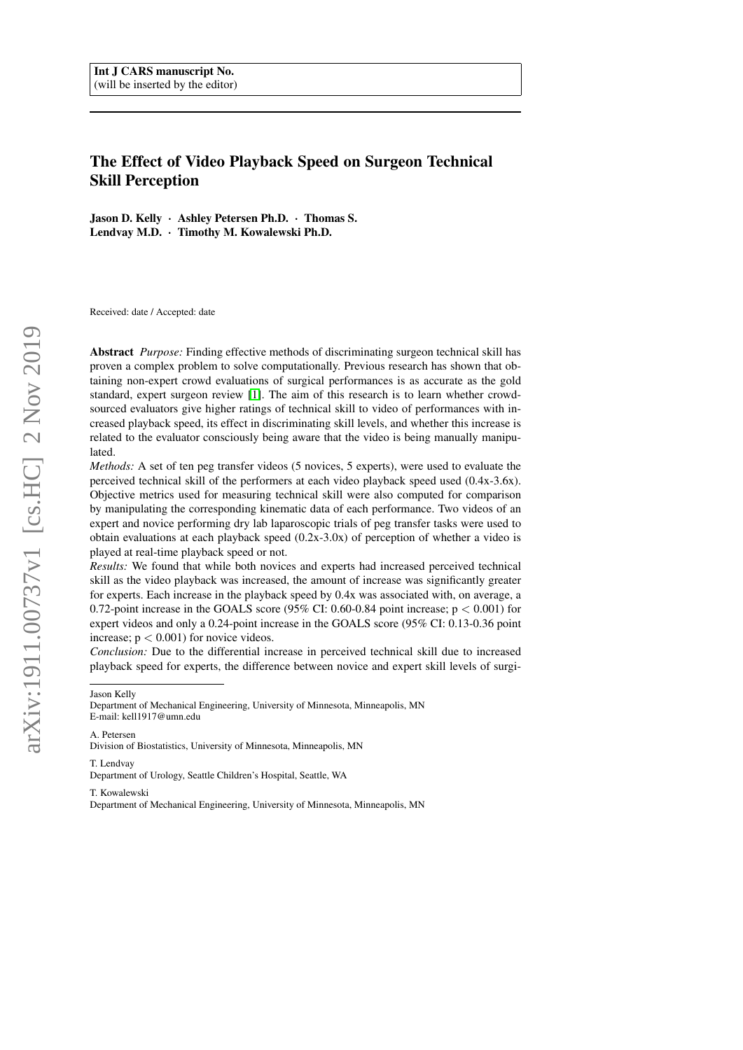Int J CARS manuscript No.
(will be inserted by the editor)

# The Effect of Video Playback Speed on Surgeon Technical Skill Perception

**Jason D. Kelly · Ashley Petersen Ph.D. · Thomas S. Lendvay M.D. · Timothy M. Kowalewski Ph.D.**

Received: date / Accepted: date

**Abstract** *Purpose:* Finding effective methods of discriminating surgeon technical skill has proven a complex problem to solve computationally. Previous research has shown that obtaining non-expert crowd evaluations of surgical performances is as accurate as the gold standard, expert surgeon review [1]. The aim of this research is to learn whether crowd-sourced evaluators give higher ratings of technical skill to video of performances with increased playback speed, its effect in discriminating skill levels, and whether this increase is related to the evaluator consciously being aware that the video is being manually manipulated.

*Methods:* A set of ten peg transfer videos (5 novices, 5 experts), were used to evaluate the perceived technical skill of the performers at each video playback speed used (0.4x-3.6x). Objective metrics used for measuring technical skill were also computed for comparison by manipulating the corresponding kinematic data of each performance. Two videos of an expert and novice performing dry lab laparoscopic trials of peg transfer tasks were used to obtain evaluations at each playback speed (0.2x-3.0x) of perception of whether a video is played at real-time playback speed or not.

*Results:* We found that while both novices and experts had increased perceived technical skill as the video playback was increased, the amount of increase was significantly greater for experts. Each increase in the playback speed by 0.4x was associated with, on average, a 0.72-point increase in the GOALS score (95% CI: 0.60-0.84 point increase; $p < 0.001$) for expert videos and only a 0.24-point increase in the GOALS score (95% CI: 0.13-0.36 point increase; $p < 0.001$) for novice videos.

*Conclusion:* Due to the differential increase in perceived technical skill due to increased playback speed for experts, the difference between novice and expert skill levels of surgi-

---

Jason Kelly
Department of Mechanical Engineering, University of Minnesota, Minneapolis, MN
E-mail: kell1917@umn.edu

A. Petersen
Division of Biostatistics, University of Minnesota, Minneapolis, MN

T. Lendvay
Department of Urology, Seattle Children's Hospital, Seattle, WA

T. Kowalewski
Department of Mechanical Engineering, University of Minnesota, Minneapolis, MN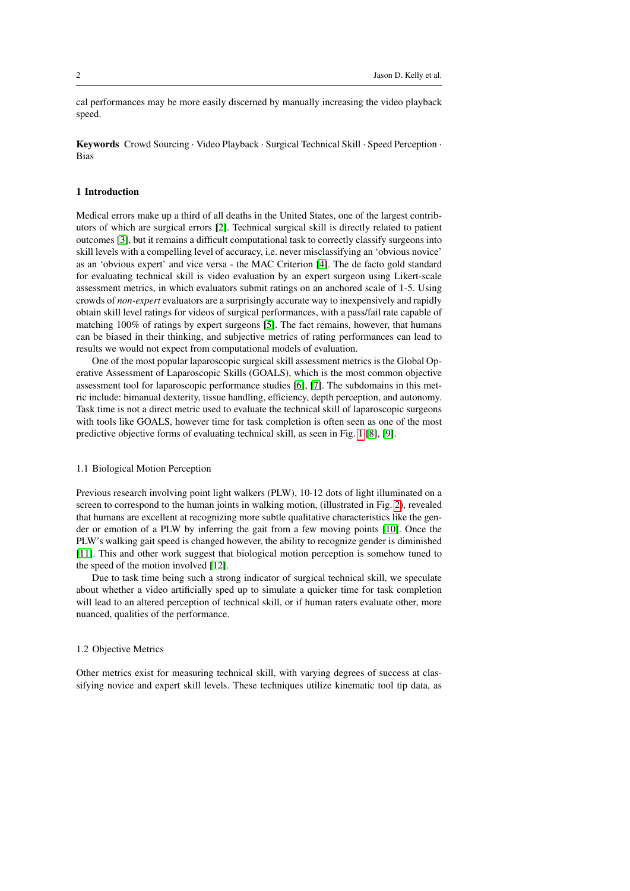cal performances may be more easily discerned by manually increasing the video playback speed.

**Keywords** Crowd Sourcing · Video Playback · Surgical Technical Skill · Speed Perception · Bias

## 1 Introduction

Medical errors make up a third of all deaths in the United States, one of the largest contributors of which are surgical errors [2]. Technical surgical skill is directly related to patient outcomes [3], but it remains a difficult computational task to correctly classify surgeons into skill levels with a compelling level of accuracy, i.e. never misclassifying an 'obvious novice' as an 'obvious expert' and vice versa - the MAC Criterion [4]. The de facto gold standard for evaluating technical skill is video evaluation by an expert surgeon using Likert-scale assessment metrics, in which evaluators submit ratings on an anchored scale of 1-5. Using crowds of *non-expert* evaluators are a surprisingly accurate way to inexpensively and rapidly obtain skill level ratings for videos of surgical performances, with a pass/fail rate capable of matching 100% of ratings by expert surgeons [5]. The fact remains, however, that humans can be biased in their thinking, and subjective metrics of rating performances can lead to results we would not expect from computational models of evaluation.

One of the most popular laparoscopic surgical skill assessment metrics is the Global Operative Assessment of Laparoscopic Skills (GOALS), which is the most common objective assessment tool for laparoscopic performance studies [6], [7]. The subdomains in this metric include: bimanual dexterity, tissue handling, efficiency, depth perception, and autonomy. Task time is not a direct metric used to evaluate the technical skill of laparoscopic surgeons with tools like GOALS, however time for task completion is often seen as one of the most predictive objective forms of evaluating technical skill, as seen in Fig. 1 [8], [9].

### 1.1 Biological Motion Perception

Previous research involving point light walkers (PLW), 10-12 dots of light illuminated on a screen to correspond to the human joints in walking motion, (illustrated in Fig. 2), revealed that humans are excellent at recognizing more subtle qualitative characteristics like the gender or emotion of a PLW by inferring the gait from a few moving points [10]. Once the PLW's walking gait speed is changed however, the ability to recognize gender is diminished [11]. This and other work suggest that biological motion perception is somehow tuned to the speed of the motion involved [12].

Due to task time being such a strong indicator of surgical technical skill, we speculate about whether a video artificially sped up to simulate a quicker time for task completion will lead to an altered perception of technical skill, or if human raters evaluate other, more nuanced, qualities of the performance.

### 1.2 Objective Metrics

Other metrics exist for measuring technical skill, with varying degrees of success at classifying novice and expert skill levels. These techniques utilize kinematic tool tip data, as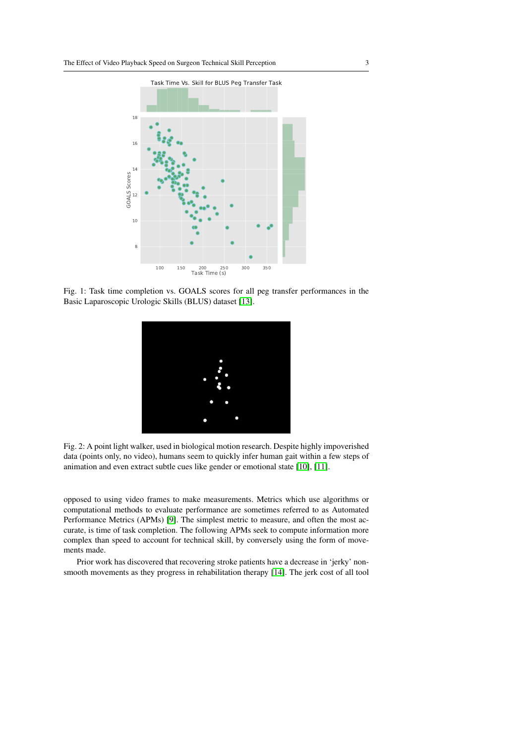Task Time Vs. Skill for BLUS Peg Transfer Task

GOALS Scores

18

16

14

12

10

8

100 150 200 250 300 350

Task Time (s)

Fig. 1: Task time completion vs. GOALS scores for all peg transfer performances in the Basic Laparoscopic Urologic Skills (BLUS) dataset [13].

Fig. 2: A point light walker, used in biological motion research. Despite highly impoverished data (points only, no video), humans seem to quickly infer human gait within a few steps of animation and even extract subtle cues like gender or emotional state [10], [11].

opposed to using video frames to make measurements. Metrics which use algorithms or computational methods to evaluate performance are sometimes referred to as Automated Performance Metrics (APMs) [9]. The simplest metric to measure, and often the most accurate, is time of task completion. The following APMs seek to compute information more complex than speed to account for technical skill, by conversely using the form of movements made.

Prior work has discovered that recovering stroke patients have a decrease in 'jerky' non-smooth movements as they progress in rehabilitation therapy [14]. The jerk cost of all tool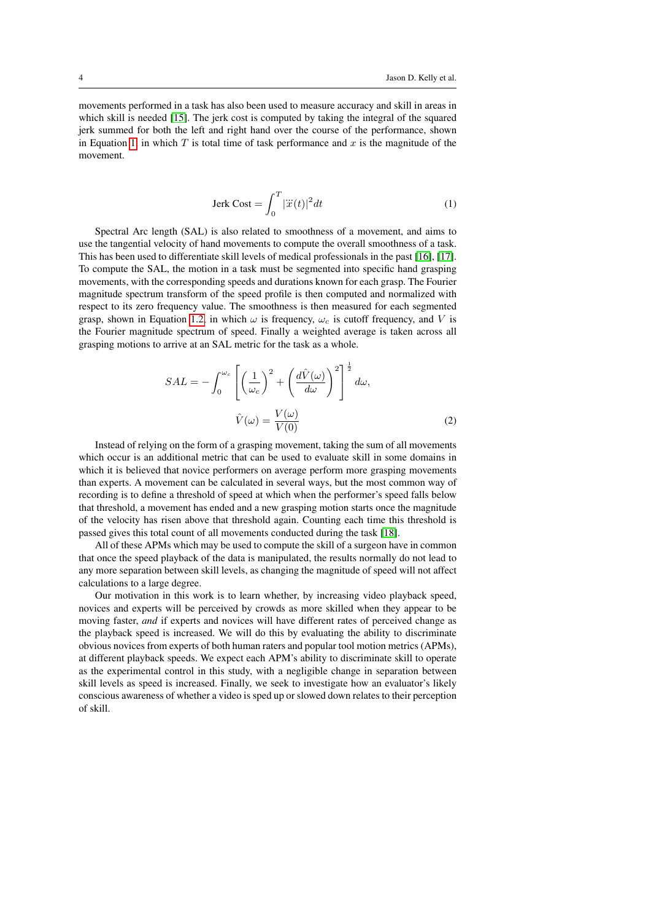movements performed in a task has also been used to measure accuracy and skill in areas in which skill is needed [15]. The jerk cost is computed by taking the integral of the squared jerk summed for both the left and right hand over the course of the performance, shown in Equation 1, in which $T$ is total time of task performance and $x$ is the magnitude of the movement.

$$\text{Jerk Cost} = \int_0^T |\dddot{x}(t)|^2 dt \tag{1}$$

Spectral Arc length (SAL) is also related to smoothness of a movement, and aims to use the tangential velocity of hand movements to compute the overall smoothness of a task. This has been used to differentiate skill levels of medical professionals in the past [16], [17]. To compute the SAL, the motion in a task must be segmented into specific hand grasping movements, with the corresponding speeds and durations known for each grasp. The Fourier magnitude spectrum transform of the speed profile is then computed and normalized with respect to its zero frequency value. The smoothness is then measured for each segmented grasp, shown in Equation 1.2, in which $\omega$ is frequency, $\omega_c$ is cutoff frequency, and $V$ is the Fourier magnitude spectrum of speed. Finally a weighted average is taken across all grasping motions to arrive at an SAL metric for the task as a whole.

$$SAL = -\int_0^{\omega_c} \left[ \left( \frac{1}{\omega_c} \right)^2 + \left( \frac{d\hat{V}(\omega)}{d\omega} \right)^2 \right]^{\frac{1}{2}} d\omega,$$
$$\hat{V}(\omega) = \frac{V(\omega)}{V(0)} \tag{2}$$

Instead of relying on the form of a grasping movement, taking the sum of all movements which occur is an additional metric that can be used to evaluate skill in some domains in which it is believed that novice performers on average perform more grasping movements than experts. A movement can be calculated in several ways, but the most common way of recording is to define a threshold of speed at which when the performer's speed falls below that threshold, a movement has ended and a new grasping motion starts once the magnitude of the velocity has risen above that threshold again. Counting each time this threshold is passed gives this total count of all movements conducted during the task [18].

All of these APMs which may be used to compute the skill of a surgeon have in common that once the speed playback of the data is manipulated, the results normally do not lead to any more separation between skill levels, as changing the magnitude of speed will not affect calculations to a large degree.

Our motivation in this work is to learn whether, by increasing video playback speed, novices and experts will be perceived by crowds as more skilled when they appear to be moving faster, *and* if experts and novices will have different rates of perceived change as the playback speed is increased. We will do this by evaluating the ability to discriminate obvious novices from experts of both human raters and popular tool motion metrics (APMs), at different playback speeds. We expect each APM's ability to discriminate skill to operate as the experimental control in this study, with a negligible change in separation between skill levels as speed is increased. Finally, we seek to investigate how an evaluator's likely conscious awareness of whether a video is sped up or slowed down relates to their perception of skill.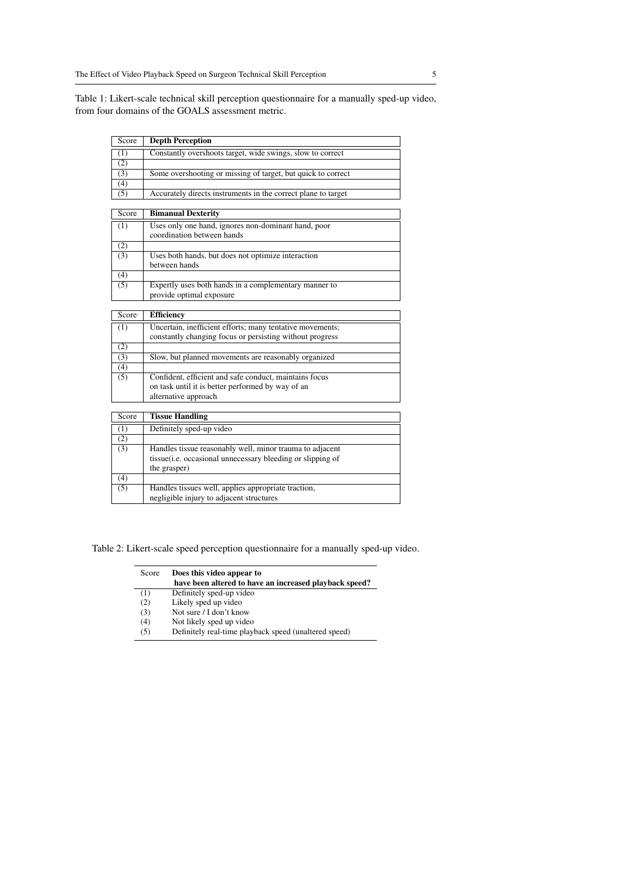Table 1: Likert-scale technical skill perception questionnaire for a manually sped-up video, from four domains of the GOALS assessment metric.

| Score | **Depth Perception** |
|---|---|
| (1) | Constantly overshoots target, wide swings, slow to correct |
| (2) | |
| (3) | Some overshooting or missing of target, but quick to correct |
| (4) | |
| (5) | Accurately directs instruments in the correct plane to target |

| Score | **Bimanual Dexterity** |
|---|---|
| (1) | Uses only one hand, ignores non-dominant hand, poor coordination between hands |
| (2) | |
| (3) | Uses both hands, but does not optimize interaction between hands |
| (4) | |
| (5) | Expertly uses both hands in a complementary manner to provide optimal exposure |

| Score | **Efficiency** |
|---|---|
| (1) | Uncertain, inefficient efforts; many tentative movements; constantly changing focus or persisting without progress |
| (2) | |
| (3) | Slow, but planned movements are reasonably organized |
| (4) | |
| (5) | Confident, efficient and safe conduct, maintains focus on task until it is better performed by way of an alternative approach |

| Score | **Tissue Handling** |
|---|---|
| (1) | Definitely sped-up video |
| (2) | |
| (3) | Handles tissue reasonably well, minor trauma to adjacent tissue(i.e. occasional unnecessary bleeding or slipping of the grasper) |
| (4) | |
| (5) | Handles tissues well, applies appropriate traction, negligible injury to adjacent structures |

Table 2: Likert-scale speed perception questionnaire for a manually sped-up video.

| Score | **Does this video appear to have been altered to have an increased playback speed?** |
|---|---|
| (1) | Definitely sped-up video |
| (2) | Likely sped up video |
| (3) | Not sure / I don't know |
| (4) | Not likely sped up video |
| (5) | Definitely real-time playback speed (unaltered speed) |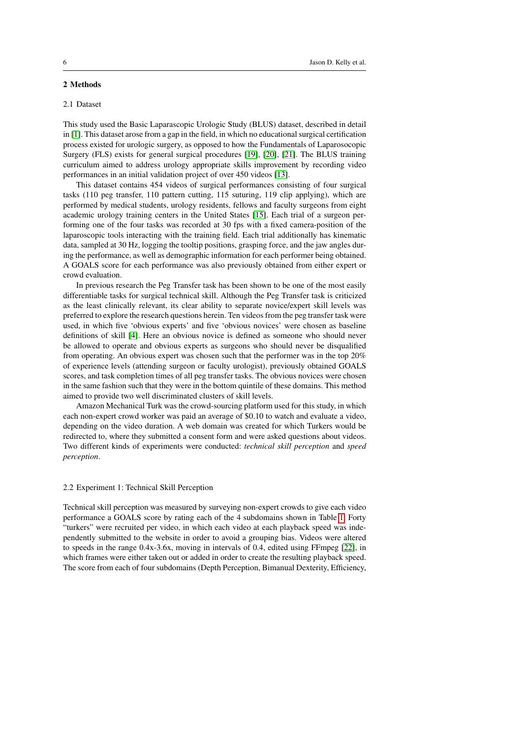## 2 Methods

### 2.1 Dataset

This study used the Basic Laparascopic Urologic Study (BLUS) dataset, described in detail in [1]. This dataset arose from a gap in the field, in which no educational surgical certification process existed for urologic surgery, as opposed to how the Fundamentals of Laparosocopic Surgery (FLS) exists for general surgical procedures [19], [20], [21]. The BLUS training curriculum aimed to address urology appropriate skills improvement by recording video performances in an initial validation project of over 450 videos [13].

This dataset contains 454 videos of surgical performances consisting of four surgical tasks (110 peg transfer, 110 pattern cutting, 115 suturing, 119 clip applying), which are performed by medical students, urology residents, fellows and faculty surgeons from eight academic urology training centers in the United States [15]. Each trial of a surgeon performing one of the four tasks was recorded at 30 fps with a fixed camera-position of the laparoscopic tools interacting with the training field. Each trial additionally has kinematic data, sampled at 30 Hz, logging the tooltip positions, grasping force, and the jaw angles during the performance, as well as demographic information for each performer being obtained. A GOALS score for each performance was also previously obtained from either expert or crowd evaluation.

In previous research the Peg Transfer task has been shown to be one of the most easily differentiable tasks for surgical technical skill. Although the Peg Transfer task is criticized as the least clinically relevant, its clear ability to separate novice/expert skill levels was preferred to explore the research questions herein. Ten videos from the peg transfer task were used, in which five 'obvious experts' and five 'obvious novices' were chosen as baseline definitions of skill [4]. Here an obvious novice is defined as someone who should never be allowed to operate and obvious experts as surgeons who should never be disqualified from operating. An obvious expert was chosen such that the performer was in the top 20% of experience levels (attending surgeon or faculty urologist), previously obtained GOALS scores, and task completion times of all peg transfer tasks. The obvious novices were chosen in the same fashion such that they were in the bottom quintile of these domains. This method aimed to provide two well discriminated clusters of skill levels.

Amazon Mechanical Turk was the crowd-sourcing platform used for this study, in which each non-expert crowd worker was paid an average of $0.10 to watch and evaluate a video, depending on the video duration. A web domain was created for which Turkers would be redirected to, where they submitted a consent form and were asked questions about videos. Two different kinds of experiments were conducted: *technical skill perception* and *speed perception*.

### 2.2 Experiment 1: Technical Skill Perception

Technical skill perception was measured by surveying non-expert crowds to give each video performance a GOALS score by rating each of the 4 subdomains shown in Table 1. Forty "turkers" were recruited per video, in which each video at each playback speed was independently submitted to the website in order to avoid a grouping bias. Videos were altered to speeds in the range 0.4x-3.6x, moving in intervals of 0.4, edited using FFmpeg [22], in which frames were either taken out or added in order to create the resulting playback speed. The score from each of four subdomains (Depth Perception, Bimanual Dexterity, Efficiency,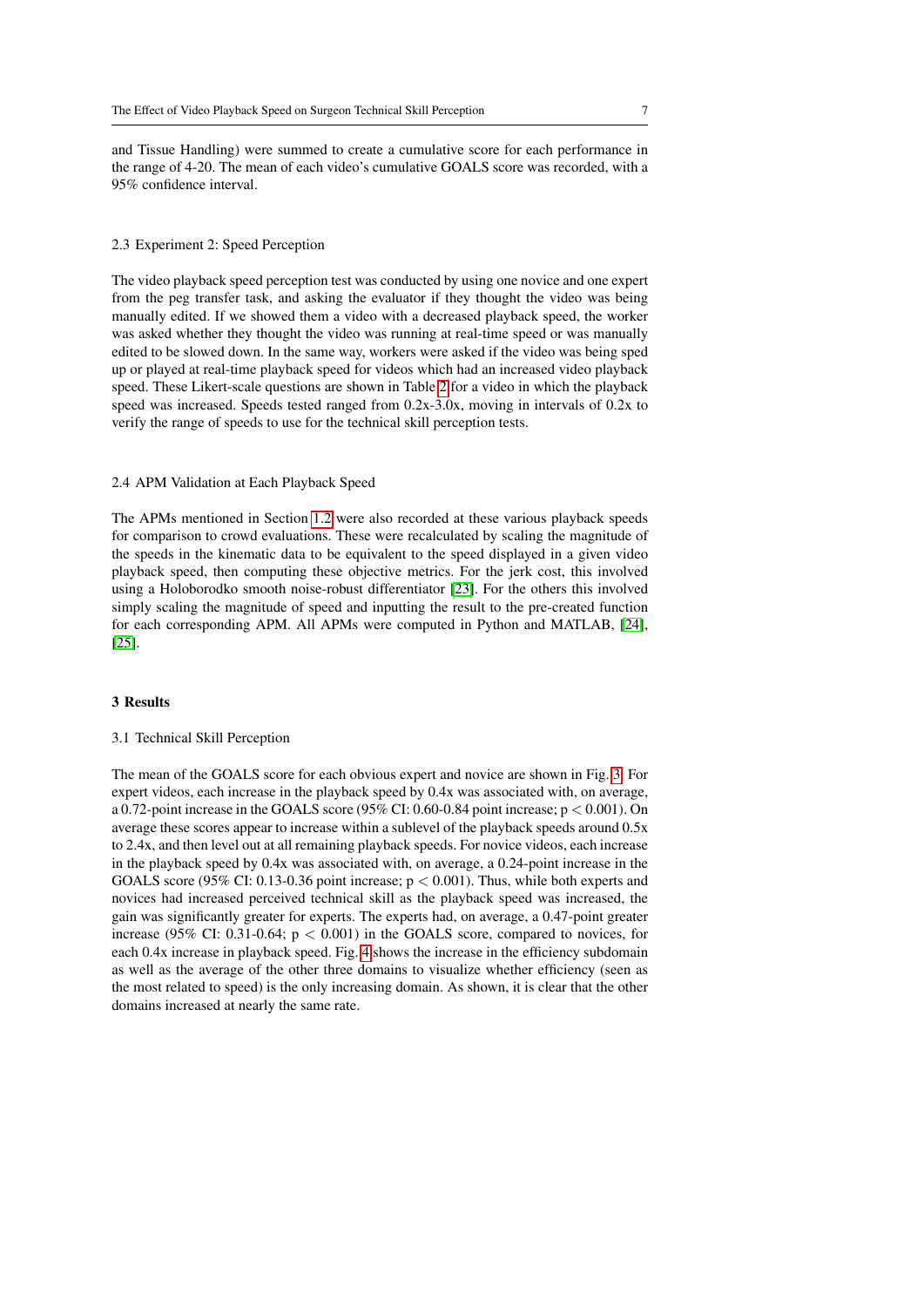and Tissue Handling) were summed to create a cumulative score for each performance in the range of 4-20. The mean of each video's cumulative GOALS score was recorded, with a 95% confidence interval.

### 2.3 Experiment 2: Speed Perception

The video playback speed perception test was conducted by using one novice and one expert from the peg transfer task, and asking the evaluator if they thought the video was being manually edited. If we showed them a video with a decreased playback speed, the worker was asked whether they thought the video was running at real-time speed or was manually edited to be slowed down. In the same way, workers were asked if the video was being sped up or played at real-time playback speed for videos which had an increased video playback speed. These Likert-scale questions are shown in Table 2 for a video in which the playback speed was increased. Speeds tested ranged from 0.2x-3.0x, moving in intervals of 0.2x to verify the range of speeds to use for the technical skill perception tests.

### 2.4 APM Validation at Each Playback Speed

The APMs mentioned in Section 1.2 were also recorded at these various playback speeds for comparison to crowd evaluations. These were recalculated by scaling the magnitude of the speeds in the kinematic data to be equivalent to the speed displayed in a given video playback speed, then computing these objective metrics. For the jerk cost, this involved using a Holoborodko smooth noise-robust differentiator [23]. For the others this involved simply scaling the magnitude of speed and inputting the result to the pre-created function for each corresponding APM. All APMs were computed in Python and MATLAB, [24], [25].

## 3 Results

### 3.1 Technical Skill Perception

The mean of the GOALS score for each obvious expert and novice are shown in Fig. 3. For expert videos, each increase in the playback speed by 0.4x was associated with, on average, a 0.72-point increase in the GOALS score (95% CI: 0.60-0.84 point increase; $p < 0.001$). On average these scores appear to increase within a sublevel of the playback speeds around 0.5x to 2.4x, and then level out at all remaining playback speeds. For novice videos, each increase in the playback speed by 0.4x was associated with, on average, a 0.24-point increase in the GOALS score (95% CI: 0.13-0.36 point increase; $p < 0.001$). Thus, while both experts and novices had increased perceived technical skill as the playback speed was increased, the gain was significantly greater for experts. The experts had, on average, a 0.47-point greater increase (95% CI: 0.31-0.64; $p < 0.001$) in the GOALS score, compared to novices, for each 0.4x increase in playback speed. Fig. 4 shows the increase in the efficiency subdomain as well as the average of the other three domains to visualize whether efficiency (seen as the most related to speed) is the only increasing domain. As shown, it is clear that the other domains increased at nearly the same rate.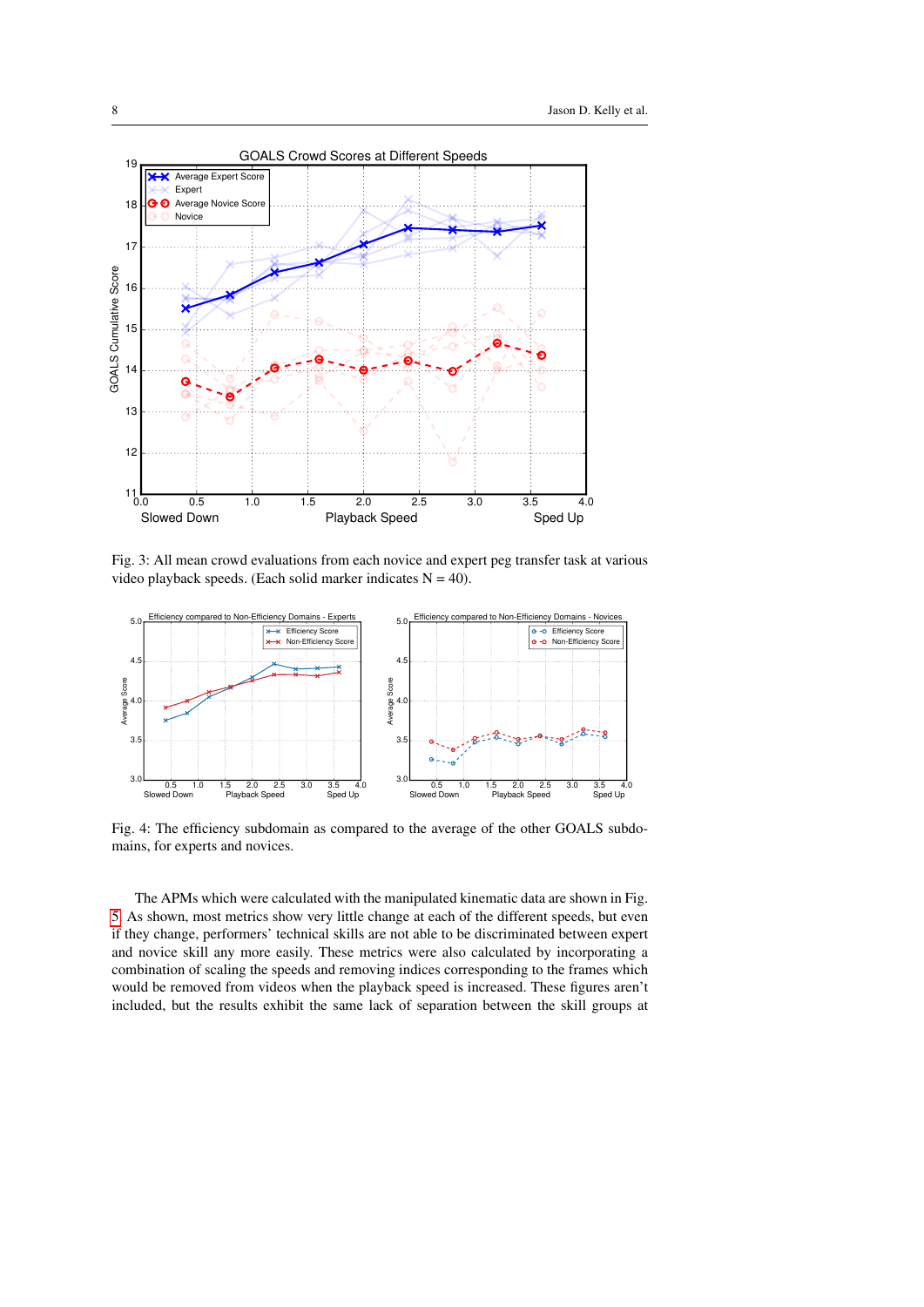GOALS Crowd Scores at Different Speeds

Average Expert Score
Expert
Average Novice Score
Novice

GOALS Cumulative Score

19
18
17
16
15
14
13
12
11

0.0 0.5 1.0 1.5 2.0 2.5 3.0 3.5 4.0

Slowed Down
Playback Speed
Sped Up

Fig. 3: All mean crowd evaluations from each novice and expert peg transfer task at various video playback speeds. (Each solid marker indicates N = 40).

Efficiency compared to Non-Efficiency Domains - Experts

Efficiency Score
Non-Efficiency Score

Average Score

5.0
4.5
4.0
3.5
3.0

0.5 1.0 1.5 2.0 2.5 3.0 3.5 4.0

Slowed Down
Playback Speed
Sped Up

Efficiency compared to Non-Efficiency Domains - Novices

Efficiency Score
Non-Efficiency Score

Average Score

5.0
4.5
4.0
3.5
3.0

0.5 1.0 1.5 2.0 2.5 3.0 3.5 4.0

Slowed Down
Playback Speed
Sped Up

Fig. 4: The efficiency subdomain as compared to the average of the other GOALS subdomains, for experts and novices.

The APMs which were calculated with the manipulated kinematic data are shown in Fig. 5. As shown, most metrics show very little change at each of the different speeds, but even if they change, performers' technical skills are not able to be discriminated between expert and novice skill any more easily. These metrics were also calculated by incorporating a combination of scaling the speeds and removing indices corresponding to the frames which would be removed from videos when the playback speed is increased. These figures aren't included, but the results exhibit the same lack of separation between the skill groups at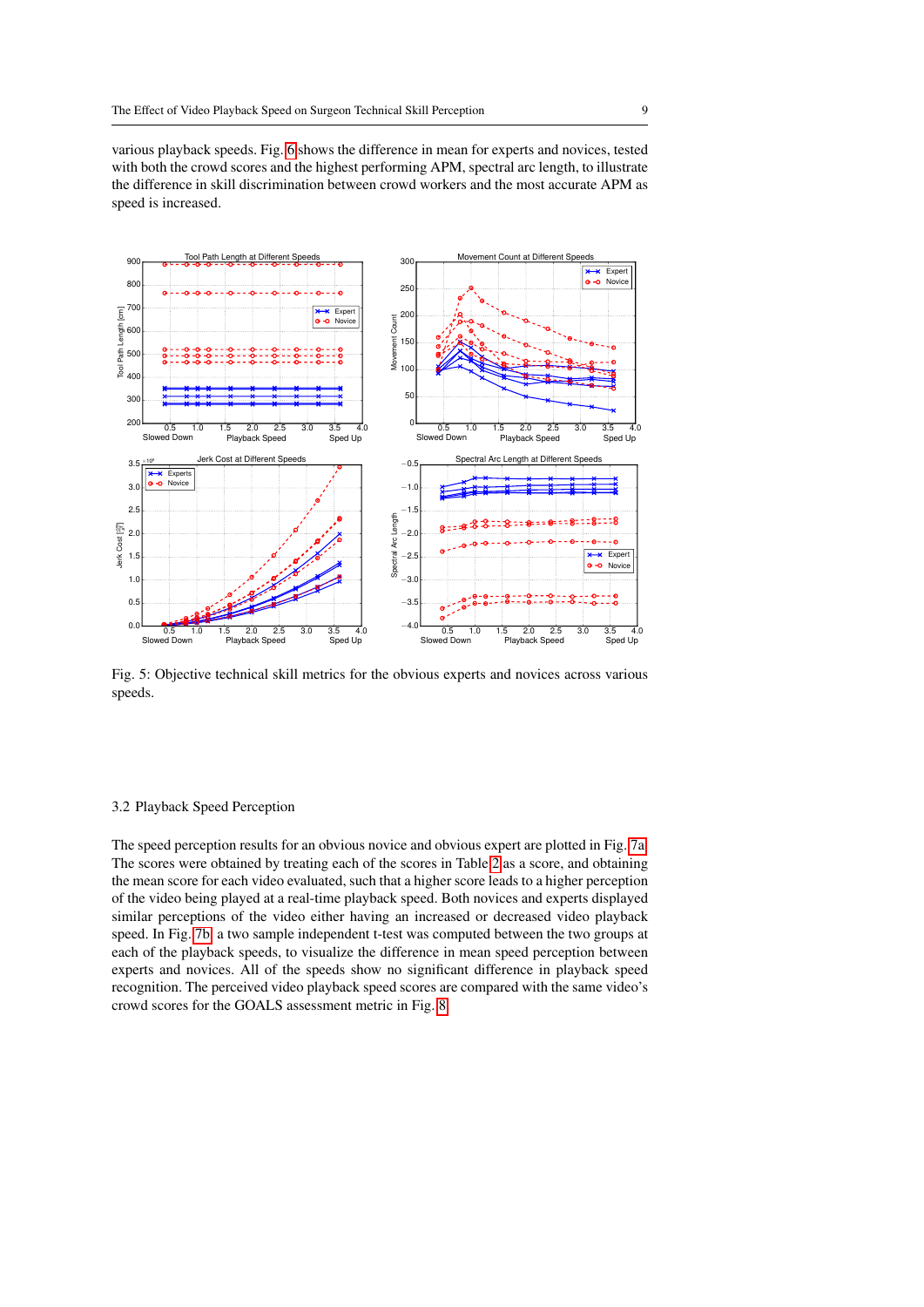various playback speeds. Fig. 6 shows the difference in mean for experts and novices, tested with both the crowd scores and the highest performing APM, spectral arc length, to illustrate the difference in skill discrimination between crowd workers and the most accurate APM as speed is increased.

Tool Path Length at Different Speeds

Tool Path Length [cm]

900
800
700
600
500
400
300
200

0.5 1.0 1.5 2.0 2.5 3.0 3.5 4.0

Slowed Down Playback Speed Sped Up

Expert
Novice

Movement Count at Different Speeds

Movement Count

300
250
200
150
100
50
0

0.5 1.0 1.5 2.0 2.5 3.0 3.5 4.0

Slowed Down Playback Speed Sped Up

Expert
Novice

Jerk Cost at Different Speeds

Jerk Cost

$\times 10^{6}$

3.5
3.0
2.5
2.0
1.5
1.0
0.5
0.0

0.5 1.0 1.5 2.0 2.5 3.0 3.5 4.0

Slowed Down Playback Speed Sped Up

Experts
Novice

Spectral Arc Length at Different Speeds

Spectral Arc Length

−0.5
−1.0
−1.5
−2.0
−2.5
−3.0
−3.5
−4.0

0.5 1.0 1.5 2.0 2.5 3.0 3.5 4.0

Slowed Down Playback Speed Sped Up

Expert
Novice

Fig. 5: Objective technical skill metrics for the obvious experts and novices across various speeds.

### 3.2 Playback Speed Perception

The speed perception results for an obvious novice and obvious expert are plotted in Fig. 7a. The scores were obtained by treating each of the scores in Table 2 as a score, and obtaining the mean score for each video evaluated, such that a higher score leads to a higher perception of the video being played at a real-time playback speed. Both novices and experts displayed similar perceptions of the video either having an increased or decreased video playback speed. In Fig. 7b, a two sample independent t-test was computed between the two groups at each of the playback speeds, to visualize the difference in mean speed perception between experts and novices. All of the speeds show no significant difference in playback speed recognition. The perceived video playback speed scores are compared with the same video's crowd scores for the GOALS assessment metric in Fig. 8.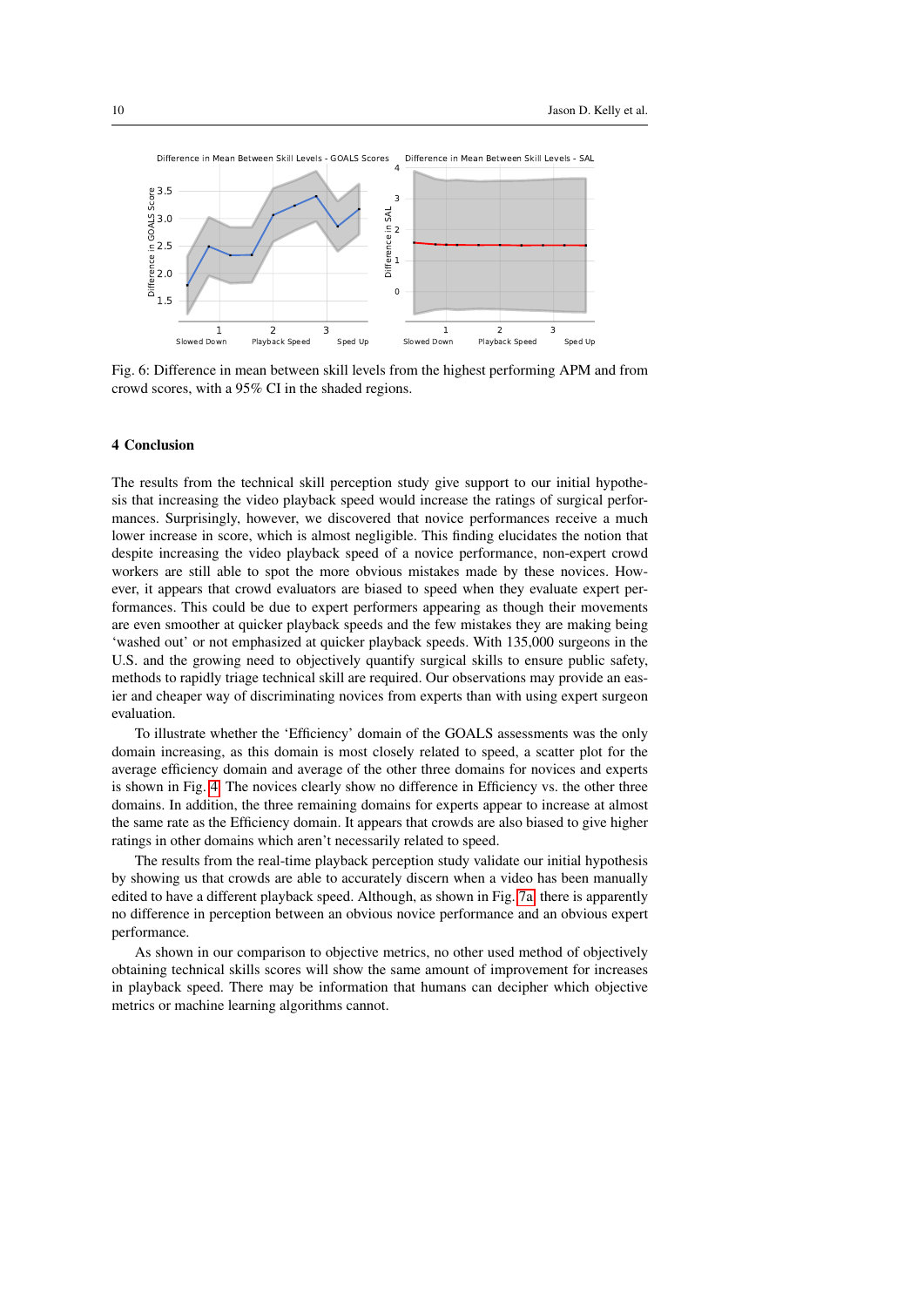Difference in Mean Between Skill Levels - GOALS Scores

Difference in GOALS Score

3.5
3.0
2.5
2.0
1.5

1 Slowed Down
2 Playback Speed
3 Sped Up

Difference in Mean Between Skill Levels - SAL

Difference in SAL

4
3
2
1
0

1 Slowed Down
2 Playback Speed
3 Sped Up

Fig. 6: Difference in mean between skill levels from the highest performing APM and from crowd scores, with a 95% CI in the shaded regions.

## 4 Conclusion

The results from the technical skill perception study give support to our initial hypothesis that increasing the video playback speed would increase the ratings of surgical performances. Surprisingly, however, we discovered that novice performances receive a much lower increase in score, which is almost negligible. This finding elucidates the notion that despite increasing the video playback speed of a novice performance, non-expert crowd workers are still able to spot the more obvious mistakes made by these novices. However, it appears that crowd evaluators are biased to speed when they evaluate expert performances. This could be due to expert performers appearing as though their movements are even smoother at quicker playback speeds and the few mistakes they are making being 'washed out' or not emphasized at quicker playback speeds. With 135,000 surgeons in the U.S. and the growing need to objectively quantify surgical skills to ensure public safety, methods to rapidly triage technical skill are required. Our observations may provide an easier and cheaper way of discriminating novices from experts than with using expert surgeon evaluation.

To illustrate whether the 'Efficiency' domain of the GOALS assessments was the only domain increasing, as this domain is most closely related to speed, a scatter plot for the average efficiency domain and average of the other three domains for novices and experts is shown in Fig. 4. The novices clearly show no difference in Efficiency vs. the other three domains. In addition, the three remaining domains for experts appear to increase at almost the same rate as the Efficiency domain. It appears that crowds are also biased to give higher ratings in other domains which aren't necessarily related to speed.

The results from the real-time playback perception study validate our initial hypothesis by showing us that crowds are able to accurately discern when a video has been manually edited to have a different playback speed. Although, as shown in Fig. 7a, there is apparently no difference in perception between an obvious novice performance and an obvious expert performance.

As shown in our comparison to objective metrics, no other used method of objectively obtaining technical skills scores will show the same amount of improvement for increases in playback speed. There may be information that humans can decipher which objective metrics or machine learning algorithms cannot.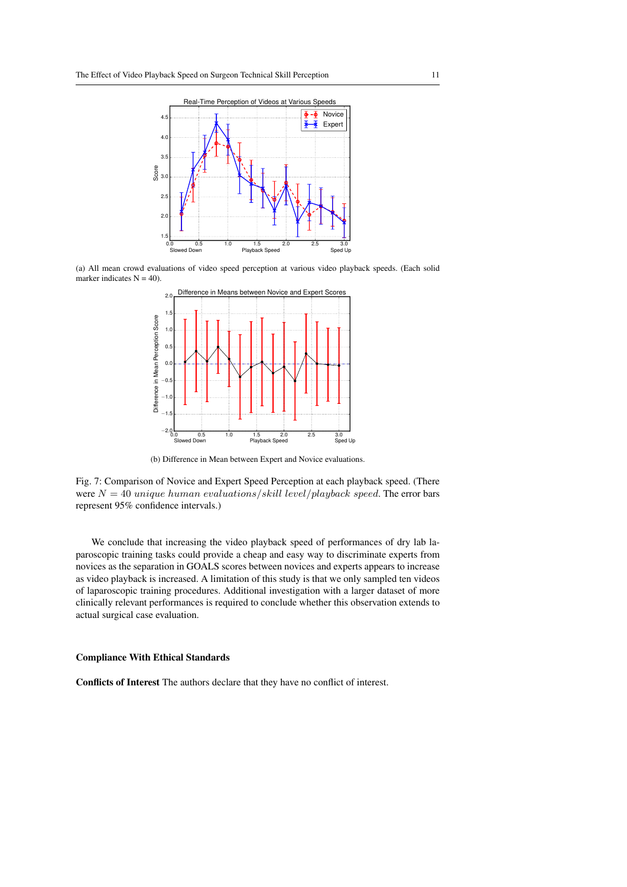Real-Time Perception of Videos at Various Speeds

Score

4.5
4.0
3.5
3.0
2.5
2.0
1.5

Novice
Expert

0.0 0.5 1.0 1.5 2.0 2.5 3.0

Slowed Down
Playback Speed
Sped Up

(a) All mean crowd evaluations of video speed perception at various video playback speeds. (Each solid marker indicates N = 40).

Difference in Means between Novice and Expert Scores

Difference in Mean Perception Score

2.0
1.5
1.0
0.5
0.0
−0.5
−1.0
−1.5
−2.0

0.0 0.5 1.0 1.5 2.0 2.5 3.0

Slowed Down
Playback Speed
Sped Up

(b) Difference in Mean between Expert and Novice evaluations.

Fig. 7: Comparison of Novice and Expert Speed Perception at each playback speed. (There were $N = 40$ *unique human evaluations/skill level/playback speed*. The error bars represent 95% confidence intervals.)

We conclude that increasing the video playback speed of performances of dry lab laparoscopic training tasks could provide a cheap and easy way to discriminate experts from novices as the separation in GOALS scores between novices and experts appears to increase as video playback is increased. A limitation of this study is that we only sampled ten videos of laparoscopic training procedures. Additional investigation with a larger dataset of more clinically relevant performances is required to conclude whether this observation extends to actual surgical case evaluation.

## Compliance With Ethical Standards

**Conflicts of Interest** The authors declare that they have no conflict of interest.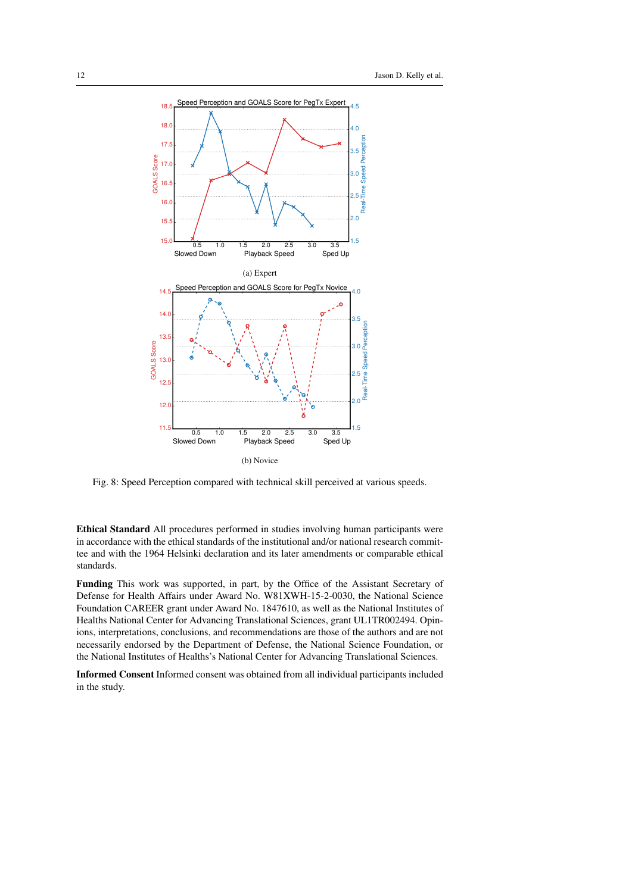(a) Expert

(b) Novice

Fig. 8: Speed Perception compared with technical skill perceived at various speeds.

**Ethical Standard** All procedures performed in studies involving human participants were in accordance with the ethical standards of the institutional and/or national research committee and with the 1964 Helsinki declaration and its later amendments or comparable ethical standards.

**Funding** This work was supported, in part, by the Office of the Assistant Secretary of Defense for Health Affairs under Award No. W81XWH-15-2-0030, the National Science Foundation CAREER grant under Award No. 1847610, as well as the National Institutes of Healths National Center for Advancing Translational Sciences, grant UL1TR002494. Opinions, interpretations, conclusions, and recommendations are those of the authors and are not necessarily endorsed by the Department of Defense, the National Science Foundation, or the National Institutes of Healths's National Center for Advancing Translational Sciences.

**Informed Consent** Informed consent was obtained from all individual participants included in the study.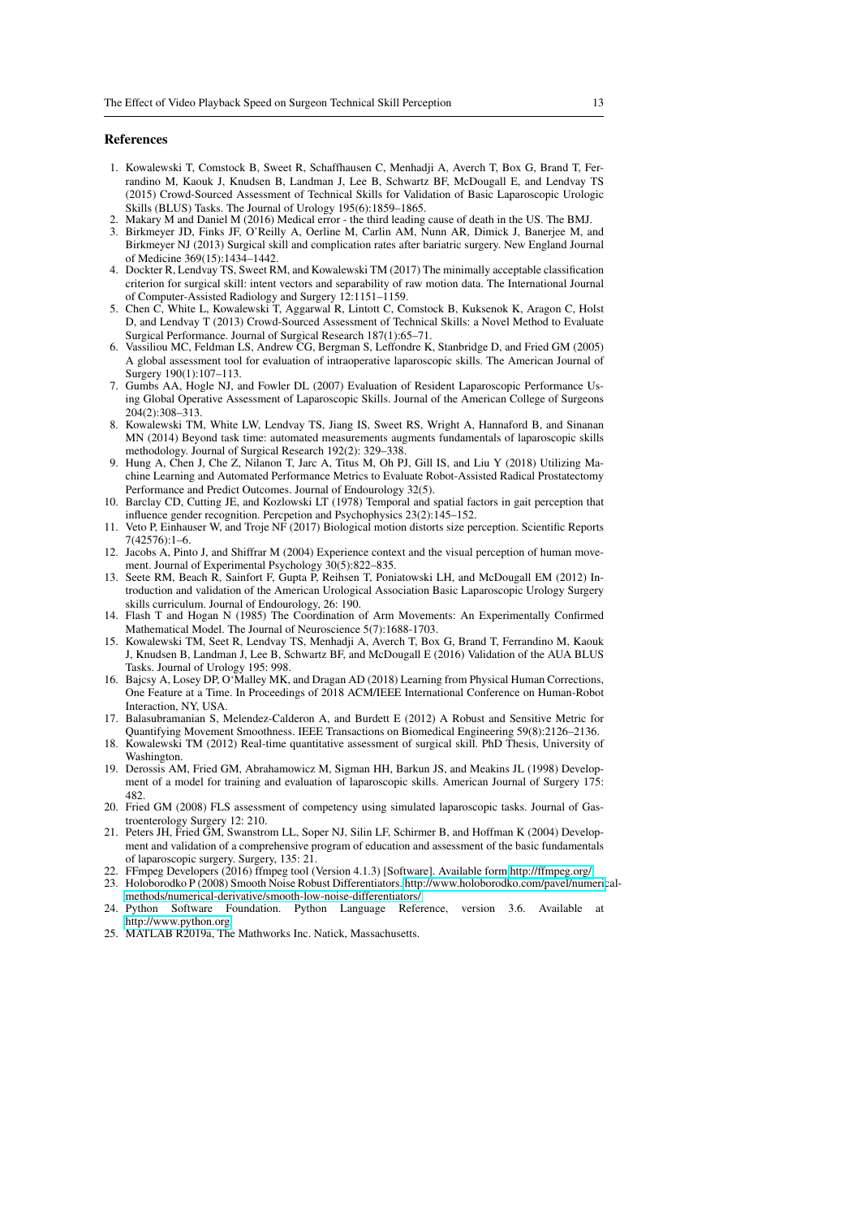## References

1. Kowalewski T, Comstock B, Sweet R, Schaffhausen C, Menhadji A, Averch T, Box G, Brand T, Ferrandino M, Kaouk J, Knudsen B, Landman J, Lee B, Schwartz BF, McDougall E, and Lendvay TS (2015) Crowd-Sourced Assessment of Technical Skills for Validation of Basic Laparoscopic Urologic Skills (BLUS) Tasks. The Journal of Urology 195(6):1859–1865.
2. Makary M and Daniel M (2016) Medical error - the third leading cause of death in the US. The BMJ.
3. Birkmeyer JD, Finks JF, O'Reilly A, Oerline M, Carlin AM, Nunn AR, Dimick J, Banerjee M, and Birkmeyer NJ (2013) Surgical skill and complication rates after bariatric surgery. New England Journal of Medicine 369(15):1434–1442.
4. Dockter R, Lendvay TS, Sweet RM, and Kowalewski TM (2017) The minimally acceptable classification criterion for surgical skill: intent vectors and separability of raw motion data. The International Journal of Computer-Assisted Radiology and Surgery 12:1151–1159.
5. Chen C, White L, Kowalewski T, Aggarwal R, Lintott C, Comstock B, Kuksenok K, Aragon C, Holst D, and Lendvay T (2013) Crowd-Sourced Assessment of Technical Skills: a Novel Method to Evaluate Surgical Performance. Journal of Surgical Research 187(1):65–71.
6. Vassiliou MC, Feldman LS, Andrew CG, Bergman S, Leffondre K, Stanbridge D, and Fried GM (2005) A global assessment tool for evaluation of intraoperative laparoscopic skills. The American Journal of Surgery 190(1):107–113.
7. Gumbs AA, Hogle NJ, and Fowler DL (2007) Evaluation of Resident Laparoscopic Performance Using Global Operative Assessment of Laparoscopic Skills. Journal of the American College of Surgeons 204(2):308–313.
8. Kowalewski TM, White LW, Lendvay TS, Jiang IS, Sweet RS, Wright A, Hannaford B, and Sinanan MN (2014) Beyond task time: automated measurements augments fundamentals of laparoscopic skills methodology. Journal of Surgical Research 192(2): 329–338.
9. Hung A, Chen J, Che Z, Nilanon T, Jarc A, Titus M, Oh PJ, Gill IS, and Liu Y (2018) Utilizing Machine Learning and Automated Performance Metrics to Evaluate Robot-Assisted Radical Prostatectomy Performance and Predict Outcomes. Journal of Endourology 32(5).
10. Barclay CD, Cutting JE, and Kozlowski LT (1978) Temporal and spatial factors in gait perception that influence gender recognition. Percpetion and Psychophysics 23(2):145–152.
11. Veto P, Einhauser W, and Troje NF (2017) Biological motion distorts size perception. Scientific Reports 7(42576):1–6.
12. Jacobs A, Pinto J, and Shiffrar M (2004) Experience context and the visual perception of human movement. Journal of Experimental Psychology 30(5):822–835.
13. Seete RM, Beach R, Sainfort F, Gupta P, Reihsen T, Poniatowski LH, and McDougall EM (2012) Introduction and validation of the American Urological Association Basic Laparoscopic Urology Surgery skills curriculum. Journal of Endourology, 26: 190.
14. Flash T and Hogan N (1985) The Coordination of Arm Movements: An Experimentally Confirmed Mathematical Model. The Journal of Neuroscience 5(7):1688-1703.
15. Kowalewski TM, Seet R, Lendvay TS, Menhadji A, Averch T, Box G, Brand T, Ferrandino M, Kaouk J, Knudsen B, Landman J, Lee B, Schwartz BF, and McDougall E (2016) Validation of the AUA BLUS Tasks. Journal of Urology 195: 998.
16. Bajcsy A, Losey DP, O'Malley MK, and Dragan AD (2018) Learning from Physical Human Corrections, One Feature at a Time. In Proceedings of 2018 ACM/IEEE International Conference on Human-Robot Interaction, NY, USA.
17. Balasubramanian S, Melendez-Calderon A, and Burdett E (2012) A Robust and Sensitive Metric for Quantifying Movement Smoothness. IEEE Transactions on Biomedical Engineering 59(8):2126–2136.
18. Kowalewski TM (2012) Real-time quantitative assessment of surgical skill. PhD Thesis, University of Washington.
19. Derossis AM, Fried GM, Abrahamowicz M, Sigman HH, Barkun JS, and Meakins JL (1998) Development of a model for training and evaluation of laparoscopic skills. American Journal of Surgery 175: 482.
20. Fried GM (2008) FLS assessment of competency using simulated laparoscopic tasks. Journal of Gastroenterology Surgery 12: 210.
21. Peters JH, Fried GM, Swanstrom LL, Soper NJ, Silin LF, Schirmer B, and Hoffman K (2004) Development and validation of a comprehensive program of education and assessment of the basic fundamentals of laparoscopic surgery. Surgery, 135: 21.
22. FFmpeg Developers (2016) ffmpeg tool (Version 4.1.3) [Software]. Available form http://ffmpeg.org/
23. Holoborodko P (2008) Smooth Noise Robust Differentiators. http://www.holoborodko.com/pavel/numerical-methods/numerical-derivative/smooth-low-noise-differentiators/
24. Python Software Foundation. Python Language Reference, version 3.6. Available at http://www.python.org
25. MATLAB R2019a, The Mathworks Inc. Natick, Massachusetts.